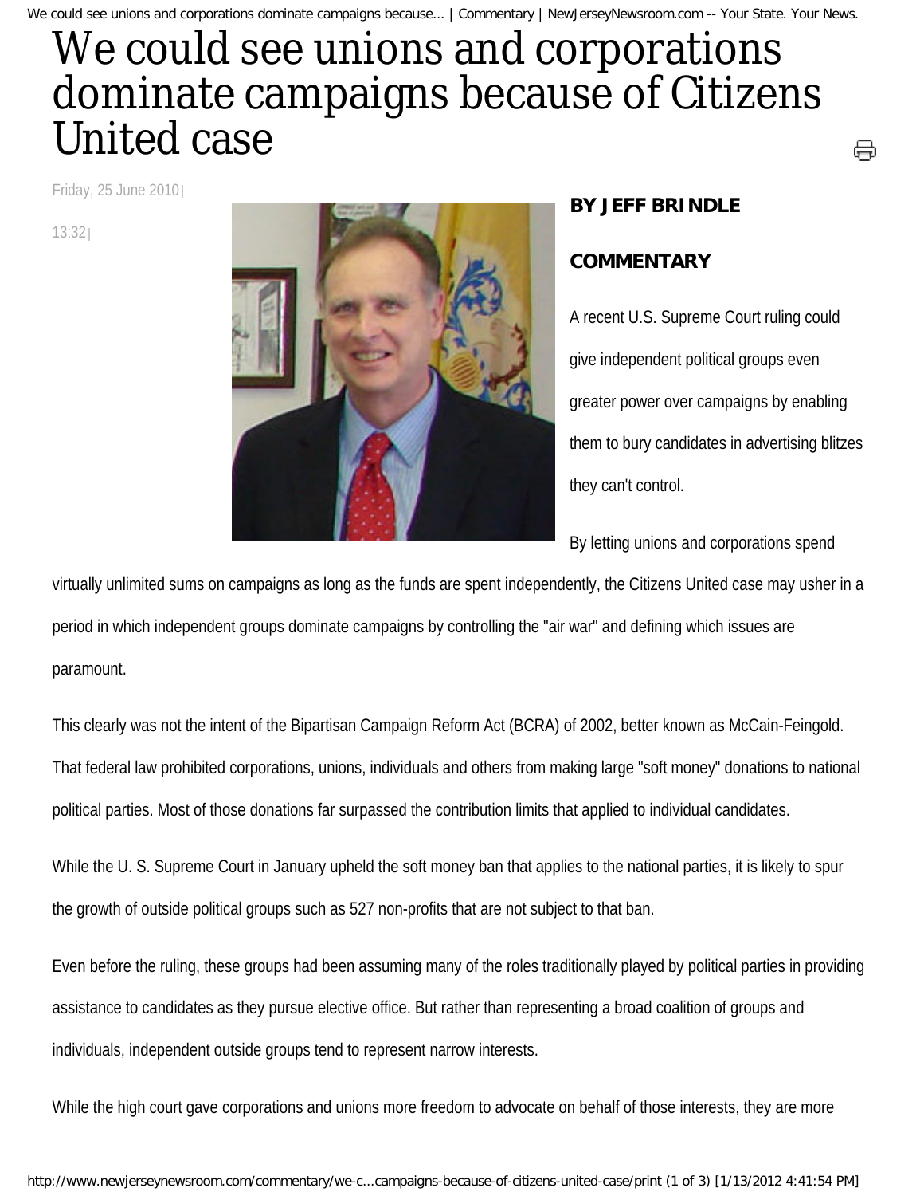# We could see unions and corporations dominate campaigns because of Citizens United case

Friday, 25 June 2010 | 13:32 |

**BY JEFF BRINDLE**

**COMMENTARY**

A recent U.S. Supreme Court ruling could give independent political groups even greater power over campaigns by enabling them to bury candidates in advertising blitzes they can't control.

By letting unions and corporations spend virtually unlimited sums on campaigns as long as the funds are spent independently, the Citizens United case may usher in a period in which independent groups dominate campaigns by controlling the "air war" and defining which issues are paramount.

This clearly was not the intent of the Bipartisan Campaign Reform Act (BCRA) of 2002, better known as McCain-Feingold. That federal law prohibited corporations, unions, individuals and others from making large "soft money" donations to national political parties. Most of those donations far surpassed the contribution limits that applied to individual candidates.

While the U. S. Supreme Court in January upheld the soft money ban that applies to the national parties, it is likely to spur the growth of outside political groups such as 527 non-profits that are not subject to that ban.

Even before the ruling, these groups had been assuming many of the roles traditionally played by political parties in providing assistance to candidates as they pursue elective office. But rather than representing a broad coalition of groups and individuals, independent outside groups tend to represent narrow interests.

While the high court gave corporations and unions more freedom to advocate on behalf of those interests, they are more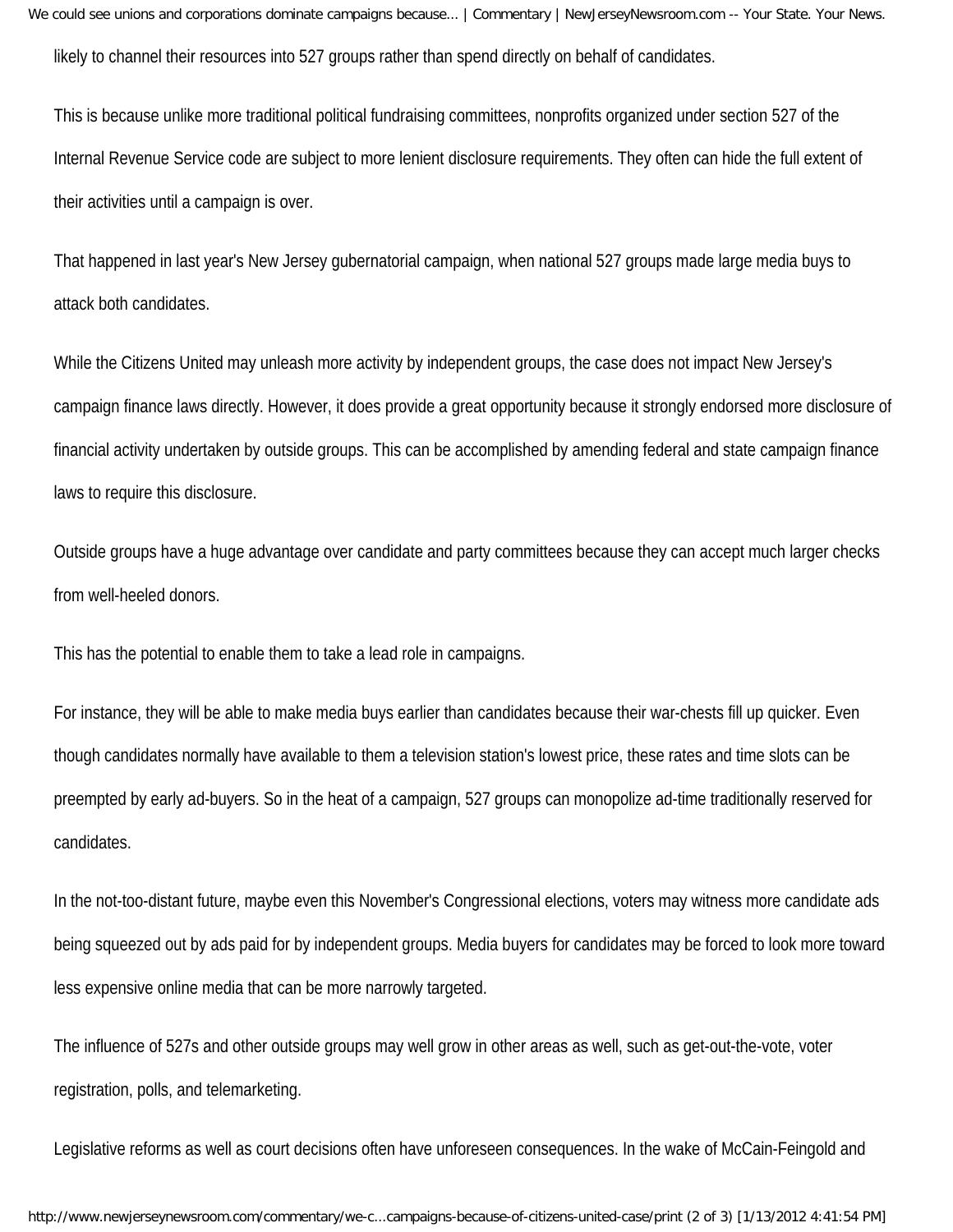likely to channel their resources into 527 groups rather than spend directly on behalf of candidates.

This is because unlike more traditional political fundraising committees, nonprofits organized under section 527 of the Internal Revenue Service code are subject to more lenient disclosure requirements. They often can hide the full extent of their activities until a campaign is over.

That happened in last year's New Jersey gubernatorial campaign, when national 527 groups made large media buys to attack both candidates.

While the Citizens United may unleash more activity by independent groups, the case does not impact New Jersey's campaign finance laws directly. However, it does provide a great opportunity because it strongly endorsed more disclosure of financial activity undertaken by outside groups. This can be accomplished by amending federal and state campaign finance laws to require this disclosure.

Outside groups have a huge advantage over candidate and party committees because they can accept much larger checks from well-heeled donors.

This has the potential to enable them to take a lead role in campaigns.

For instance, they will be able to make media buys earlier than candidates because their war-chests fill up quicker. Even though candidates normally have available to them a television station's lowest price, these rates and time slots can be preempted by early ad-buyers. So in the heat of a campaign, 527 groups can monopolize ad-time traditionally reserved for candidates.

In the not-too-distant future, maybe even this November's Congressional elections, voters may witness more candidate ads being squeezed out by ads paid for by independent groups. Media buyers for candidates may be forced to look more toward less expensive online media that can be more narrowly targeted.

The influence of 527s and other outside groups may well grow in other areas as well, such as get-out-the-vote, voter registration, polls, and telemarketing.

Legislative reforms as well as court decisions often have unforeseen consequences. In the wake of McCain-Feingold and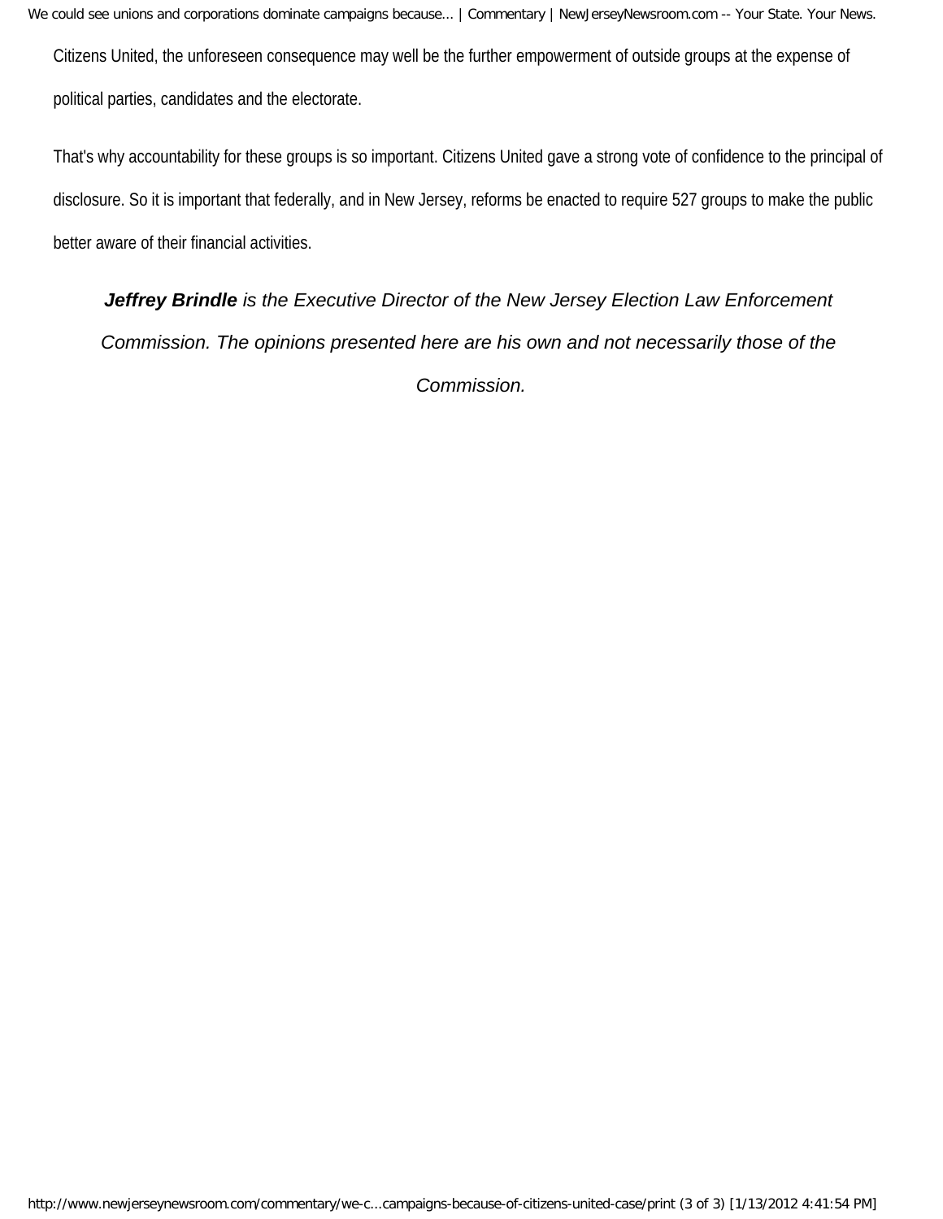Citizens United, the unforeseen consequence may well be the further empowerment of outside groups at the expense of political parties, candidates and the electorate.

That's why accountability for these groups is so important. Citizens United gave a strong vote of confidence to the principal of disclosure. So it is important that federally, and in New Jersey, reforms be enacted to require 527 groups to make the public better aware of their financial activities.

***Jeffrey Brindle** is the Executive Director of the New Jersey Election Law Enforcement Commission. The opinions presented here are his own and not necessarily those of the Commission.*